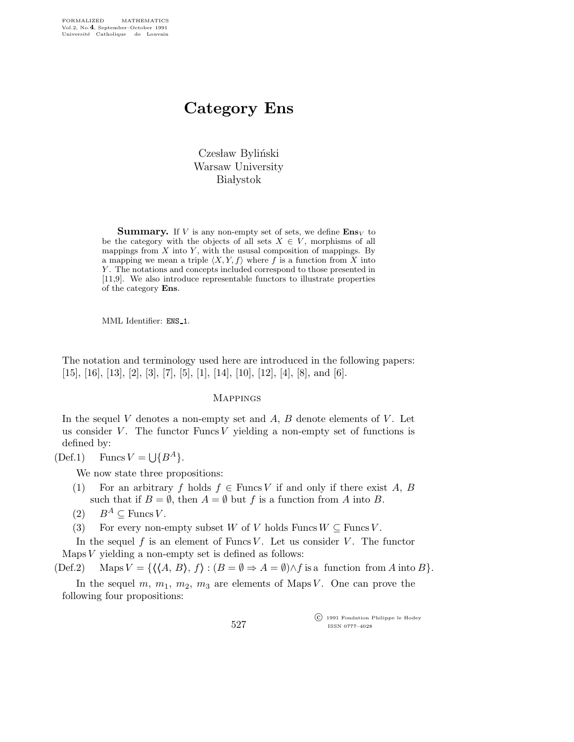# Category Ens

Czesław Byliński
Warsaw University
Białystok

**Summary.** If $V$ is any non-empty set of sets, we define $\mathbf{Ens}_V$ to be the category with the objects of all sets $X \in V$, morphisms of all mappings from $X$ into $Y$, with the ususal composition of mappings. By a mapping we mean a triple $\langle X, Y, f \rangle$ where $f$ is a function from $X$ into $Y$. The notations and concepts included correspond to those presented in [11,9]. We also introduce representable functors to illustrate properties of the category **Ens**.

MML Identifier: ENS_1.

The notation and terminology used here are introduced in the following papers: [15], [16], [13], [2], [3], [7], [5], [1], [14], [10], [12], [4], [8], and [6].

## Mappings

In the sequel $V$ denotes a non-empty set and $A$, $B$ denote elements of $V$. Let us consider $V$. The functor $\mathrm{Funcs}\, V$ yielding a non-empty set of functions is defined by:

(Def.1) $\mathrm{Funcs}\, V = \bigcup\{B^A\}$.

We now state three propositions:

(1) For an arbitrary $f$ holds $f \in \mathrm{Funcs}\, V$ if and only if there exist $A$, $B$ such that if $B = \emptyset$, then $A = \emptyset$ but $f$ is a function from $A$ into $B$.

(2) $B^A \subseteq \mathrm{Funcs}\, V$.

(3) For every non-empty subset $W$ of $V$ holds $\mathrm{Funcs}\, W \subseteq \mathrm{Funcs}\, V$.

In the sequel $f$ is an element of $\mathrm{Funcs}\, V$. Let us consider $V$. The functor $\mathrm{Maps}\, V$ yielding a non-empty set is defined as follows:

(Def.2) $\mathrm{Maps}\, V = \{\langle\langle A, B\rangle, f\rangle : (B = \emptyset \Rightarrow A = \emptyset) \wedge f \text{ is a function from } A \text{ into } B\}$.

In the sequel $m$, $m_1$, $m_2$, $m_3$ are elements of $\mathrm{Maps}\, V$. One can prove the following four propositions: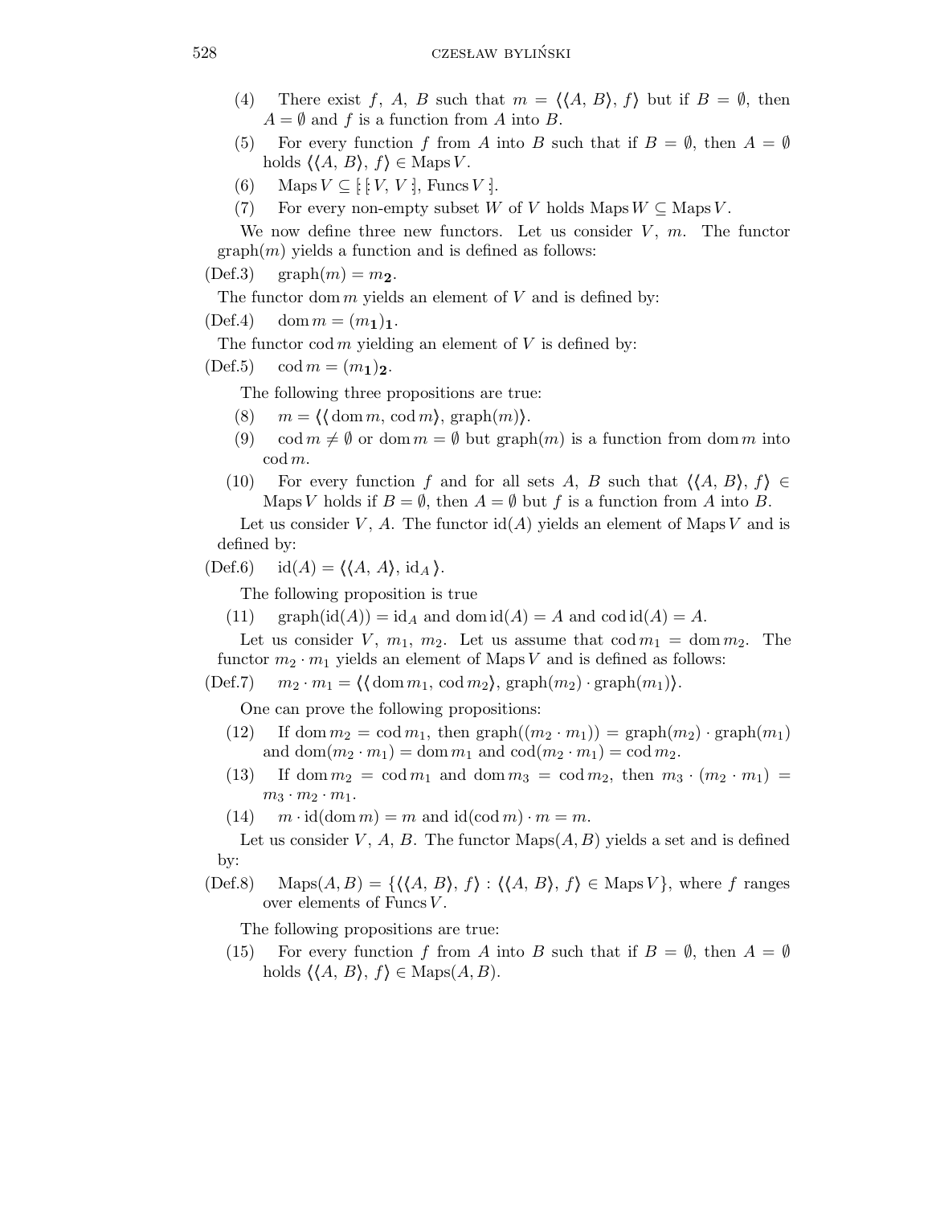(4) There exist $f$, $A$, $B$ such that $m = \langle\langle A, B\rangle, f\rangle$ but if $B = \emptyset$, then $A = \emptyset$ and $f$ is a function from $A$ into $B$.

(5) For every function $f$ from $A$ into $B$ such that if $B = \emptyset$, then $A = \emptyset$ holds $\langle\langle A, B\rangle, f\rangle \in \mathrm{Maps}\, V$.

(6) $\mathrm{Maps}\, V \subseteq [\![ [\![ V, V ]\!], \mathrm{Funcs}\, V ]\!]$.

(7) For every non-empty subset $W$ of $V$ holds $\mathrm{Maps}\, W \subseteq \mathrm{Maps}\, V$.

We now define three new functors. Let us consider $V$, $m$. The functor $\mathrm{graph}(m)$ yields a function and is defined as follows:

(Def.3) $\mathrm{graph}(m) = m_{\mathbf{2}}$.

The functor $\mathrm{dom}\, m$ yields an element of $V$ and is defined by:

(Def.4) $\mathrm{dom}\, m = (m_{\mathbf{1}})_{\mathbf{1}}$.

The functor $\mathrm{cod}\, m$ yielding an element of $V$ is defined by:

(Def.5) $\mathrm{cod}\, m = (m_{\mathbf{1}})_{\mathbf{2}}$.

The following three propositions are true:

(8) $m = \langle\langle \mathrm{dom}\, m, \mathrm{cod}\, m\rangle, \mathrm{graph}(m)\rangle$.

(9) $\mathrm{cod}\, m \neq \emptyset$ or $\mathrm{dom}\, m = \emptyset$ but $\mathrm{graph}(m)$ is a function from $\mathrm{dom}\, m$ into $\mathrm{cod}\, m$.

(10) For every function $f$ and for all sets $A$, $B$ such that $\langle\langle A, B\rangle, f\rangle \in \mathrm{Maps}\, V$ holds if $B = \emptyset$, then $A = \emptyset$ but $f$ is a function from $A$ into $B$.

Let us consider $V$, $A$. The functor $\mathrm{id}(A)$ yields an element of $\mathrm{Maps}\, V$ and is defined by:

(Def.6) $\mathrm{id}(A) = \langle\langle A, A\rangle, \mathrm{id}_A\rangle$.

The following proposition is true

(11) $\mathrm{graph}(\mathrm{id}(A)) = \mathrm{id}_A$ and $\mathrm{dom}\, \mathrm{id}(A) = A$ and $\mathrm{cod}\, \mathrm{id}(A) = A$.

Let us consider $V$, $m_1$, $m_2$. Let us assume that $\mathrm{cod}\, m_1 = \mathrm{dom}\, m_2$. The functor $m_2 \cdot m_1$ yields an element of $\mathrm{Maps}\, V$ and is defined as follows:

(Def.7) $m_2 \cdot m_1 = \langle\langle \mathrm{dom}\, m_1, \mathrm{cod}\, m_2\rangle, \mathrm{graph}(m_2) \cdot \mathrm{graph}(m_1)\rangle$.

One can prove the following propositions:

(12) If $\mathrm{dom}\, m_2 = \mathrm{cod}\, m_1$, then $\mathrm{graph}((m_2 \cdot m_1)) = \mathrm{graph}(m_2) \cdot \mathrm{graph}(m_1)$ and $\mathrm{dom}(m_2 \cdot m_1) = \mathrm{dom}\, m_1$ and $\mathrm{cod}(m_2 \cdot m_1) = \mathrm{cod}\, m_2$.

(13) If $\mathrm{dom}\, m_2 = \mathrm{cod}\, m_1$ and $\mathrm{dom}\, m_3 = \mathrm{cod}\, m_2$, then $m_3 \cdot (m_2 \cdot m_1) = m_3 \cdot m_2 \cdot m_1$.

(14) $m \cdot \mathrm{id}(\mathrm{dom}\, m) = m$ and $\mathrm{id}(\mathrm{cod}\, m) \cdot m = m$.

Let us consider $V$, $A$, $B$. The functor $\mathrm{Maps}(A, B)$ yields a set and is defined by:

(Def.8) $\mathrm{Maps}(A, B) = \{\langle\langle A, B\rangle, f\rangle : \langle\langle A, B\rangle, f\rangle \in \mathrm{Maps}\, V\}$, where $f$ ranges over elements of $\mathrm{Funcs}\, V$.

The following propositions are true:

(15) For every function $f$ from $A$ into $B$ such that if $B = \emptyset$, then $A = \emptyset$ holds $\langle\langle A, B\rangle, f\rangle \in \mathrm{Maps}(A, B)$.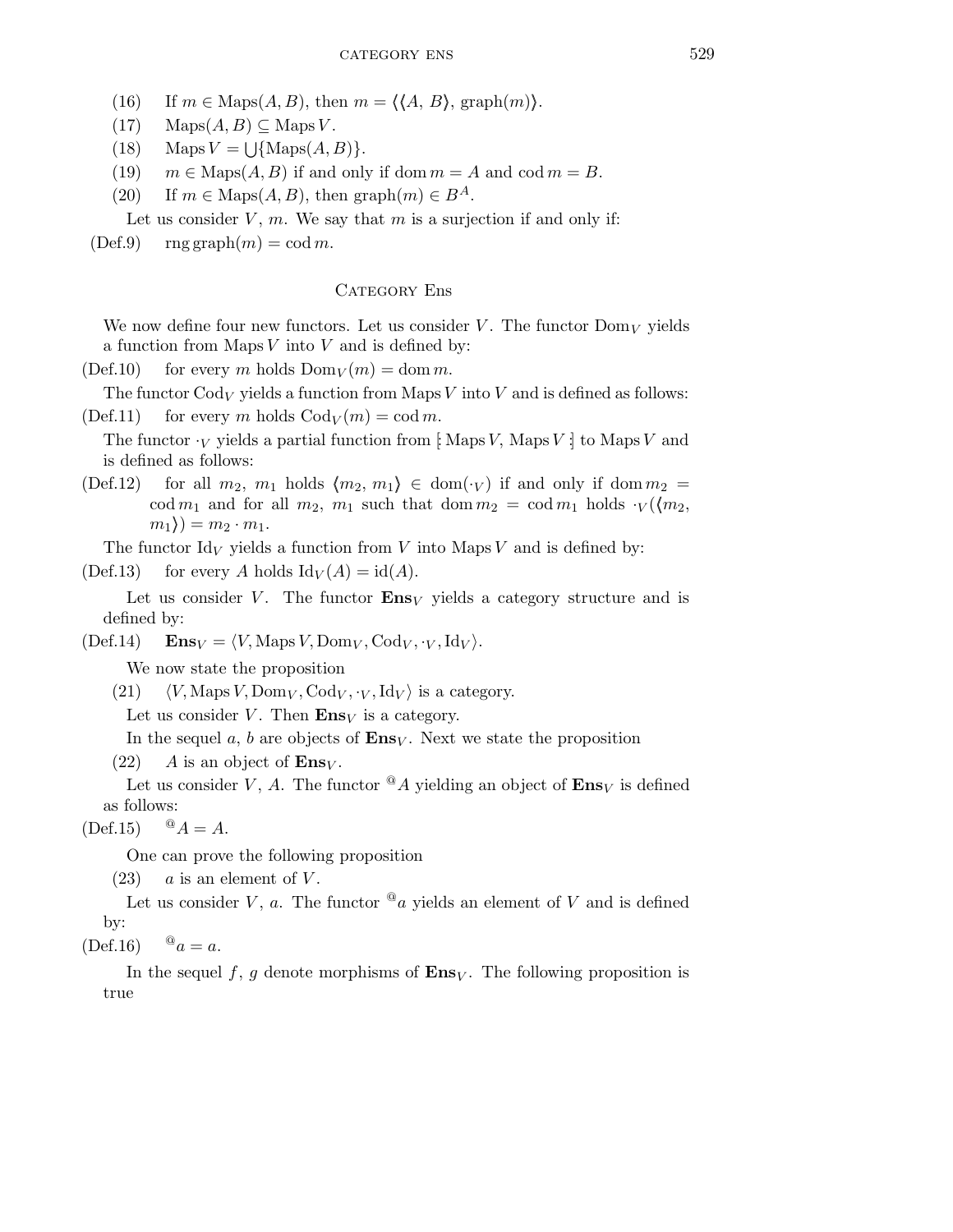(16) If $m \in \mathrm{Maps}(A, B)$, then $m = \langle\langle A, B\rangle, \mathrm{graph}(m)\rangle$.

(17) $\mathrm{Maps}(A, B) \subseteq \mathrm{Maps}\, V$.

(18) $\mathrm{Maps}\, V = \bigcup\{\mathrm{Maps}(A, B)\}$.

(19) $m \in \mathrm{Maps}(A, B)$ if and only if $\mathrm{dom}\, m = A$ and $\mathrm{cod}\, m = B$.

(20) If $m \in \mathrm{Maps}(A, B)$, then $\mathrm{graph}(m) \in B^A$.

Let us consider $V$, $m$. We say that $m$ is a surjection if and only if:

(Def.9) $\mathrm{rng}\, \mathrm{graph}(m) = \mathrm{cod}\, m$.

## Category Ens

We now define four new functors. Let us consider $V$. The functor $\mathrm{Dom}_V$ yields a function from $\mathrm{Maps}\, V$ into $V$ and is defined by:

(Def.10) for every $m$ holds $\mathrm{Dom}_V(m) = \mathrm{dom}\, m$.

The functor $\mathrm{Cod}_V$ yields a function from $\mathrm{Maps}\, V$ into $V$ and is defined as follows:

(Def.11) for every $m$ holds $\mathrm{Cod}_V(m) = \mathrm{cod}\, m$.

The functor $\cdot_V$ yields a partial function from $[\!:\mathrm{Maps}\, V, \mathrm{Maps}\, V:\!]$ to $\mathrm{Maps}\, V$ and is defined as follows:

(Def.12) for all $m_2$, $m_1$ holds $\langle m_2, m_1\rangle \in \mathrm{dom}(\cdot_V)$ if and only if $\mathrm{dom}\, m_2 = \mathrm{cod}\, m_1$ and for all $m_2$, $m_1$ such that $\mathrm{dom}\, m_2 = \mathrm{cod}\, m_1$ holds $\cdot_V(\langle m_2, m_1\rangle) = m_2 \cdot m_1$.

The functor $\mathrm{Id}_V$ yields a function from $V$ into $\mathrm{Maps}\, V$ and is defined by:

(Def.13) for every $A$ holds $\mathrm{Id}_V(A) = \mathrm{id}(A)$.

Let us consider $V$. The functor $\mathbf{Ens}_V$ yields a category structure and is defined by:

(Def.14) $\mathbf{Ens}_V = \langle V, \mathrm{Maps}\, V, \mathrm{Dom}_V, \mathrm{Cod}_V, \cdot_V, \mathrm{Id}_V\rangle$.

We now state the proposition

(21) $\langle V, \mathrm{Maps}\, V, \mathrm{Dom}_V, \mathrm{Cod}_V, \cdot_V, \mathrm{Id}_V\rangle$ is a category.

Let us consider $V$. Then $\mathbf{Ens}_V$ is a category.

In the sequel $a$, $b$ are objects of $\mathbf{Ens}_V$. Next we state the proposition

(22) $A$ is an object of $\mathbf{Ens}_V$.

Let us consider $V$, $A$. The functor ${}^{@}A$ yielding an object of $\mathbf{Ens}_V$ is defined as follows:

(Def.15) ${}^{@}A = A$.

One can prove the following proposition

(23) $a$ is an element of $V$.

Let us consider $V$, $a$. The functor ${}^{@}a$ yields an element of $V$ and is defined by:

(Def.16) ${}^{@}a = a$.

In the sequel $f$, $g$ denote morphisms of $\mathbf{Ens}_V$. The following proposition is true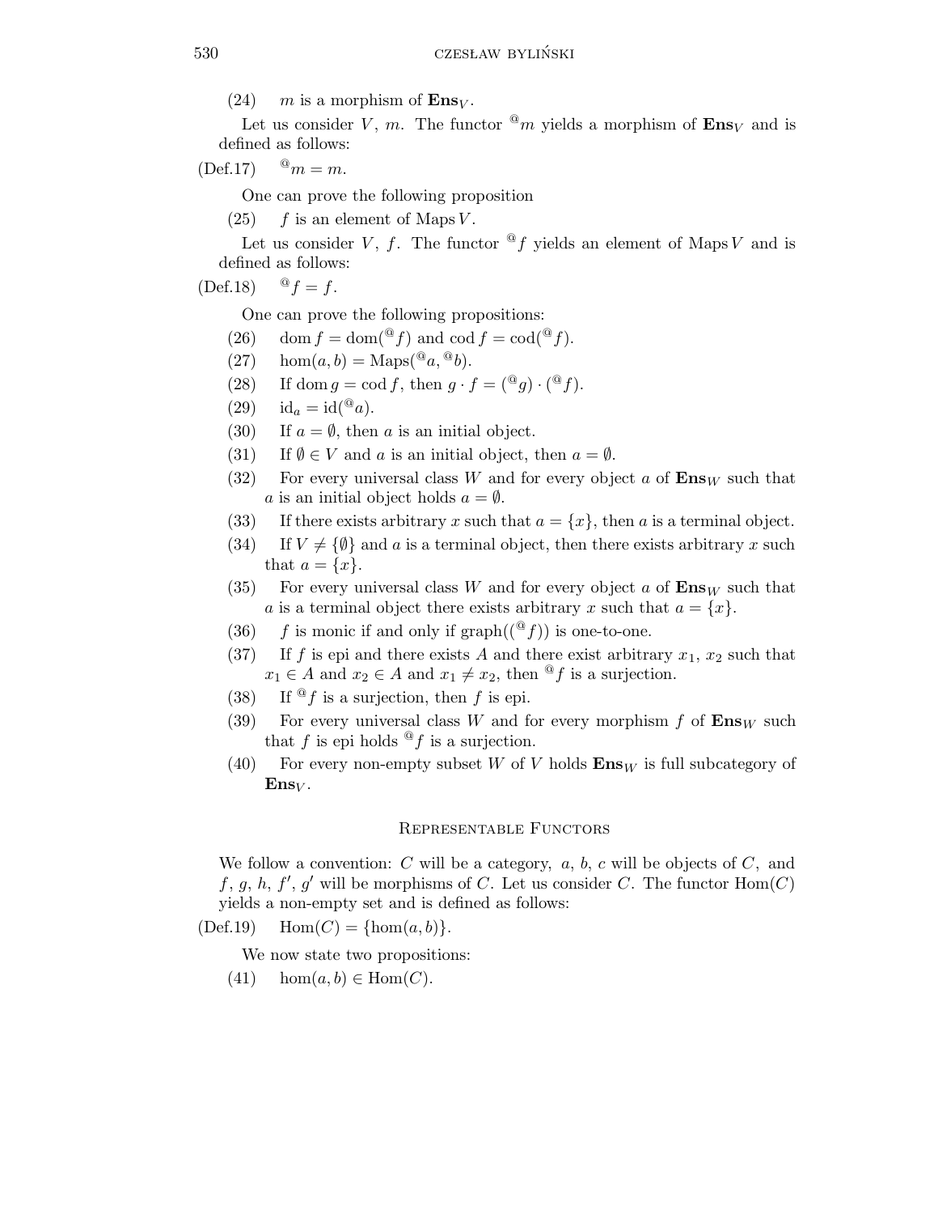(24) $m$ is a morphism of $\mathbf{Ens}_V$.

Let us consider $V$, $m$. The functor ${}^{@}m$ yields a morphism of $\mathbf{Ens}_V$ and is defined as follows:

(Def.17) ${}^{@}m = m$.

One can prove the following proposition

(25) $f$ is an element of $\mathrm{Maps}\,V$.

Let us consider $V$, $f$. The functor ${}^{@}f$ yields an element of $\mathrm{Maps}\,V$ and is defined as follows:

(Def.18) ${}^{@}f = f$.

One can prove the following propositions:

(26) $\mathrm{dom}\, f = \mathrm{dom}({}^{@}f)$ and $\mathrm{cod}\, f = \mathrm{cod}({}^{@}f)$.

(27) $\mathrm{hom}(a, b) = \mathrm{Maps}({}^{@}a, {}^{@}b)$.

(28) If $\mathrm{dom}\, g = \mathrm{cod}\, f$, then $g \cdot f = ({}^{@}g) \cdot ({}^{@}f)$.

(29) $\mathrm{id}_a = \mathrm{id}({}^{@}a)$.

(30) If $a = \emptyset$, then $a$ is an initial object.

(31) If $\emptyset \in V$ and $a$ is an initial object, then $a = \emptyset$.

(32) For every universal class $W$ and for every object $a$ of $\mathbf{Ens}_W$ such that $a$ is an initial object holds $a = \emptyset$.

(33) If there exists arbitrary $x$ such that $a = \{x\}$, then $a$ is a terminal object.

(34) If $V \neq \{\emptyset\}$ and $a$ is a terminal object, then there exists arbitrary $x$ such that $a = \{x\}$.

(35) For every universal class $W$ and for every object $a$ of $\mathbf{Ens}_W$ such that $a$ is a terminal object there exists arbitrary $x$ such that $a = \{x\}$.

(36) $f$ is monic if and only if $\mathrm{graph}(({}^{@}f))$ is one-to-one.

(37) If $f$ is epi and there exists $A$ and there exist arbitrary $x_1$, $x_2$ such that $x_1 \in A$ and $x_2 \in A$ and $x_1 \neq x_2$, then ${}^{@}f$ is a surjection.

(38) If ${}^{@}f$ is a surjection, then $f$ is epi.

(39) For every universal class $W$ and for every morphism $f$ of $\mathbf{Ens}_W$ such that $f$ is epi holds ${}^{@}f$ is a surjection.

(40) For every non-empty subset $W$ of $V$ holds $\mathbf{Ens}_W$ is full subcategory of $\mathbf{Ens}_V$.

## Representable Functors

We follow a convention: $C$ will be a category, $a$, $b$, $c$ will be objects of $C$, and $f$, $g$, $h$, $f'$, $g'$ will be morphisms of $C$. Let us consider $C$. The functor $\mathrm{Hom}(C)$ yields a non-empty set and is defined as follows:

(Def.19) $\mathrm{Hom}(C) = \{\mathrm{hom}(a, b)\}$.

We now state two propositions:

(41) $\mathrm{hom}(a, b) \in \mathrm{Hom}(C)$.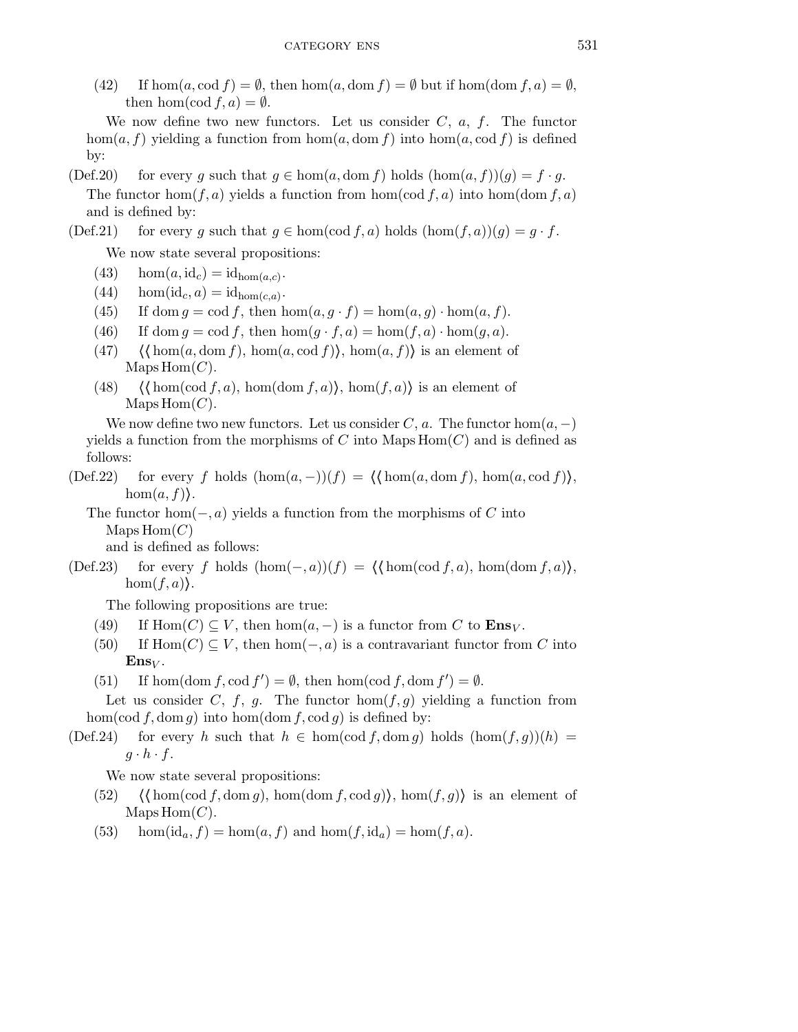(42) If $\hom(a, \mathrm{cod}\, f) = \emptyset$, then $\hom(a, \mathrm{dom}\, f) = \emptyset$ but if $\hom(\mathrm{dom}\, f, a) = \emptyset$, then $\hom(\mathrm{cod}\, f, a) = \emptyset$.

We now define two new functors. Let us consider $C$, $a$, $f$. The functor $\hom(a, f)$ yielding a function from $\hom(a, \mathrm{dom}\, f)$ into $\hom(a, \mathrm{cod}\, f)$ is defined by:

(Def.20) for every $g$ such that $g \in \hom(a, \mathrm{dom}\, f)$ holds $(\hom(a, f))(g) = f \cdot g$.

The functor $\hom(f, a)$ yields a function from $\hom(\mathrm{cod}\, f, a)$ into $\hom(\mathrm{dom}\, f, a)$ and is defined by:

(Def.21) for every $g$ such that $g \in \hom(\mathrm{cod}\, f, a)$ holds $(\hom(f, a))(g) = g \cdot f$.

We now state several propositions:

(43) $\hom(a, \mathrm{id}_c) = \mathrm{id}_{\hom(a,c)}$.

(44) $\hom(\mathrm{id}_c, a) = \mathrm{id}_{\hom(c,a)}$.

(45) If $\mathrm{dom}\, g = \mathrm{cod}\, f$, then $\hom(a, g \cdot f) = \hom(a, g) \cdot \hom(a, f)$.

(46) If $\mathrm{dom}\, g = \mathrm{cod}\, f$, then $\hom(g \cdot f, a) = \hom(f, a) \cdot \hom(g, a)$.

(47) $\langle\langle \hom(a, \mathrm{dom}\, f), \hom(a, \mathrm{cod}\, f)\rangle, \hom(a, f)\rangle$ is an element of $\mathrm{Maps}\, \mathrm{Hom}(C)$.

(48) $\langle\langle \hom(\mathrm{cod}\, f, a), \hom(\mathrm{dom}\, f, a)\rangle, \hom(f, a)\rangle$ is an element of $\mathrm{Maps}\, \mathrm{Hom}(C)$.

We now define two new functors. Let us consider $C$, $a$. The functor $\hom(a, -)$ yields a function from the morphisms of $C$ into $\mathrm{Maps}\, \mathrm{Hom}(C)$ and is defined as follows:

(Def.22) for every $f$ holds $(\hom(a, -))(f) = \langle\langle \hom(a, \mathrm{dom}\, f), \hom(a, \mathrm{cod}\, f)\rangle, \hom(a, f)\rangle$.

The functor $\hom(-, a)$ yields a function from the morphisms of $C$ into $\mathrm{Maps}\, \mathrm{Hom}(C)$ and is defined as follows:

(Def.23) for every $f$ holds $(\hom(-, a))(f) = \langle\langle \hom(\mathrm{cod}\, f, a), \hom(\mathrm{dom}\, f, a)\rangle, \hom(f, a)\rangle$.

The following propositions are true:

(49) If $\mathrm{Hom}(C) \subseteq V$, then $\hom(a, -)$ is a functor from $C$ to $\mathbf{Ens}_V$.

(50) If $\mathrm{Hom}(C) \subseteq V$, then $\hom(-, a)$ is a contravariant functor from $C$ into $\mathbf{Ens}_V$.

(51) If $\hom(\mathrm{dom}\, f, \mathrm{cod}\, f') = \emptyset$, then $\hom(\mathrm{cod}\, f, \mathrm{dom}\, f') = \emptyset$.

Let us consider $C$, $f$, $g$. The functor $\hom(f, g)$ yielding a function from $\hom(\mathrm{cod}\, f, \mathrm{dom}\, g)$ into $\hom(\mathrm{dom}\, f, \mathrm{cod}\, g)$ is defined by:

(Def.24) for every $h$ such that $h \in \hom(\mathrm{cod}\, f, \mathrm{dom}\, g)$ holds $(\hom(f, g))(h) = g \cdot h \cdot f$.

We now state several propositions:

(52) $\langle\langle \hom(\mathrm{cod}\, f, \mathrm{dom}\, g), \hom(\mathrm{dom}\, f, \mathrm{cod}\, g)\rangle, \hom(f, g)\rangle$ is an element of $\mathrm{Maps}\, \mathrm{Hom}(C)$.

(53) $\hom(\mathrm{id}_a, f) = \hom(a, f)$ and $\hom(f, \mathrm{id}_a) = \hom(f, a)$.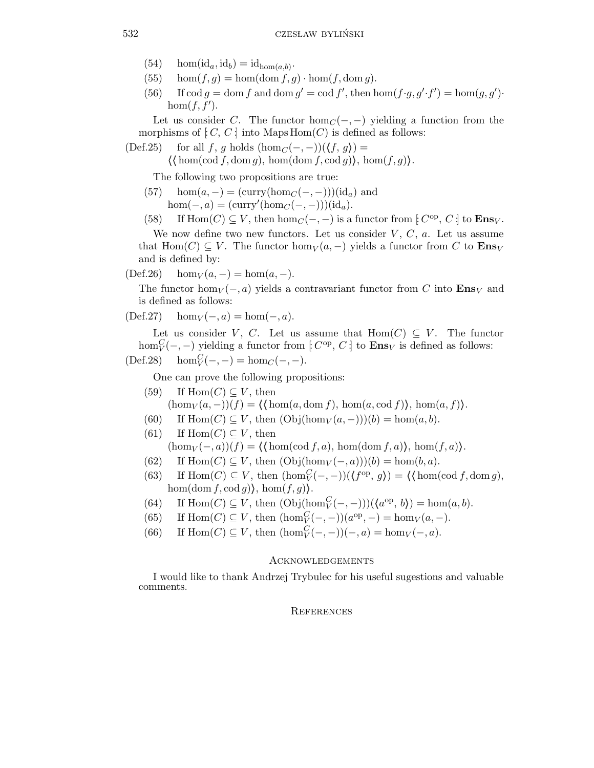(54) $\hom(\mathrm{id}_a, \mathrm{id}_b) = \mathrm{id}_{\hom(a,b)}$.

(55) $\hom(f, g) = \hom(\mathrm{dom}\, f, g) \cdot \hom(f, \mathrm{dom}\, g)$.

(56) If $\mathrm{cod}\, g = \mathrm{dom}\, f$ and $\mathrm{dom}\, g' = \mathrm{cod}\, f'$, then $\hom(f \cdot g, g' \cdot f') = \hom(g, g') \cdot \hom(f, f')$.

Let us consider $C$. The functor $\hom_C(-,-)$ yielding a function from the morphisms of $[\!:C, C:\!]$ into $\mathrm{Maps}\,\mathrm{Hom}(C)$ is defined as follows:

(Def.25) for all $f$, $g$ holds $(\hom_C(-,-))(\langle f, g\rangle) = \langle\langle \hom(\mathrm{cod}\, f, \mathrm{dom}\, g), \hom(\mathrm{dom}\, f, \mathrm{cod}\, g)\rangle, \hom(f, g)\rangle$.

The following two propositions are true:

(57) $\hom(a, -) = (\mathrm{curry}(\hom_C(-,-)))(\mathrm{id}_a)$ and $\hom(-, a) = (\mathrm{curry}'(\hom_C(-,-)))(\mathrm{id}_a)$.

(58) If $\mathrm{Hom}(C) \subseteq V$, then $\hom_C(-,-)$ is a functor from $[\!:C^{\mathrm{op}}, C:\!]$ to $\mathbf{Ens}_V$.

We now define two new functors. Let us consider $V$, $C$, $a$. Let us assume that $\mathrm{Hom}(C) \subseteq V$. The functor $\hom_V(a, -)$ yields a functor from $C$ to $\mathbf{Ens}_V$ and is defined by:

(Def.26) $\hom_V(a, -) = \hom(a, -)$.

The functor $\hom_V(-, a)$ yields a contravariant functor from $C$ into $\mathbf{Ens}_V$ and is defined as follows:

(Def.27) $\hom_V(-, a) = \hom(-, a)$.

Let us consider $V$, $C$. Let us assume that $\mathrm{Hom}(C) \subseteq V$. The functor $\hom_V^C(-,-)$ yielding a functor from $[\!:C^{\mathrm{op}}, C:\!]$ to $\mathbf{Ens}_V$ is defined as follows:

(Def.28) $\hom_V^C(-,-) = \hom_C(-,-)$.

One can prove the following propositions:

(59) If $\mathrm{Hom}(C) \subseteq V$, then $(\hom_V(a,-))(f) = \langle\langle \hom(a, \mathrm{dom}\, f), \hom(a, \mathrm{cod}\, f)\rangle, \hom(a, f)\rangle$.

(60) If $\mathrm{Hom}(C) \subseteq V$, then $(\mathrm{Obj}(\hom_V(a,-)))(b) = \hom(a, b)$.

(61) If $\mathrm{Hom}(C) \subseteq V$, then $(\hom_V(-,a))(f) = \langle\langle \hom(\mathrm{cod}\, f, a), \hom(\mathrm{dom}\, f, a)\rangle, \hom(f, a)\rangle$.

(62) If $\mathrm{Hom}(C) \subseteq V$, then $(\mathrm{Obj}(\hom_V(-,a)))(b) = \hom(b, a)$.

(63) If $\mathrm{Hom}(C) \subseteq V$, then $(\hom_V^C(-,-))(\langle f^{\mathrm{op}}, g\rangle) = \langle\langle \hom(\mathrm{cod}\, f, \mathrm{dom}\, g), \hom(\mathrm{dom}\, f, \mathrm{cod}\, g)\rangle, \hom(f, g)\rangle$.

(64) If $\mathrm{Hom}(C) \subseteq V$, then $(\mathrm{Obj}(\hom_V^C(-,-)))(\langle a^{\mathrm{op}}, b\rangle) = \hom(a, b)$.

(65) If $\mathrm{Hom}(C) \subseteq V$, then $(\hom_V^C(-,-))(a^{\mathrm{op}}, -) = \hom_V(a, -)$.

(66) If $\mathrm{Hom}(C) \subseteq V$, then $(\hom_V^C(-,-))(-, a) = \hom_V(-, a)$.

## Acknowledgements

I would like to thank Andrzej Trybulec for his useful sugestions and valuable comments.

## References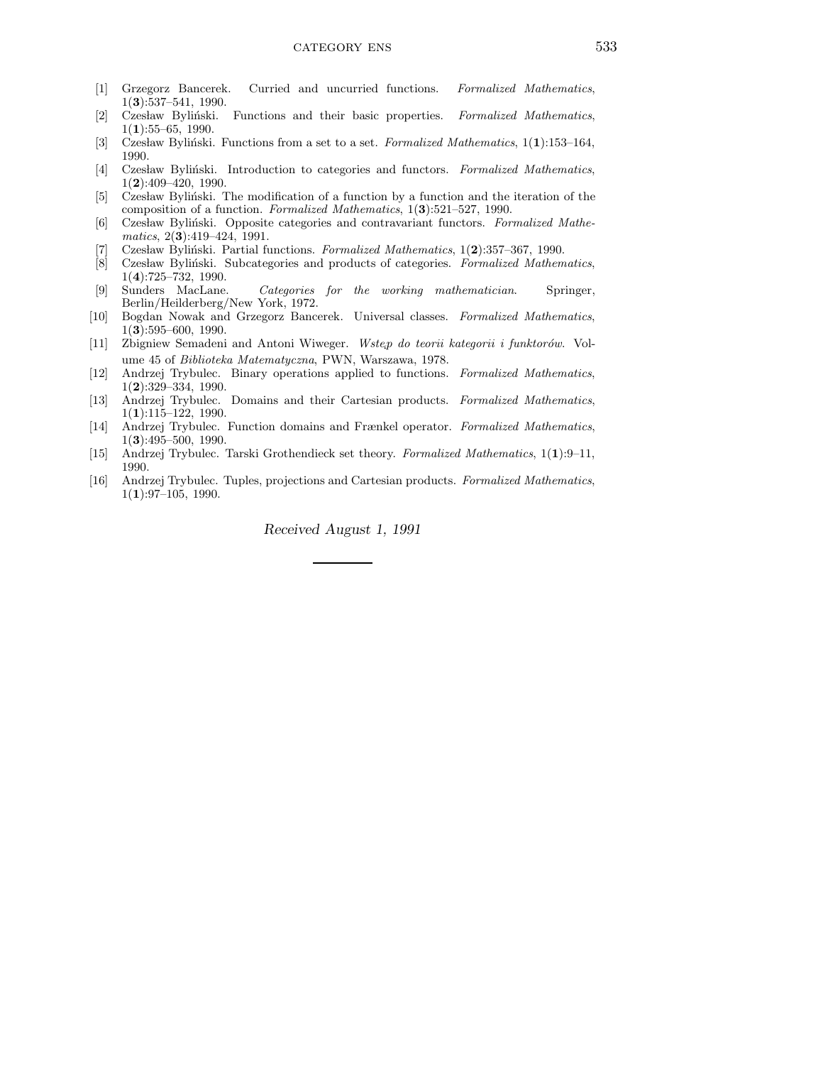[1] Grzegorz Bancerek. Curried and uncurried functions. *Formalized Mathematics*, 1(**3**):537–541, 1990.

[2] Czesław Byliński. Functions and their basic properties. *Formalized Mathematics*, 1(**1**):55–65, 1990.

[3] Czesław Byliński. Functions from a set to a set. *Formalized Mathematics*, 1(**1**):153–164, 1990.

[4] Czesław Byliński. Introduction to categories and functors. *Formalized Mathematics*, 1(**2**):409–420, 1990.

[5] Czesław Byliński. The modification of a function by a function and the iteration of the composition of a function. *Formalized Mathematics*, 1(**3**):521–527, 1990.

[6] Czesław Byliński. Opposite categories and contravariant functors. *Formalized Mathematics*, 2(**3**):419–424, 1991.

[7] Czesław Byliński. Partial functions. *Formalized Mathematics*, 1(**2**):357–367, 1990.

[8] Czesław Byliński. Subcategories and products of categories. *Formalized Mathematics*, 1(**4**):725–732, 1990.

[9] Sunders MacLane. *Categories for the working mathematician*. Springer, Berlin/Heilderberg/New York, 1972.

[10] Bogdan Nowak and Grzegorz Bancerek. Universal classes. *Formalized Mathematics*, 1(**3**):595–600, 1990.

[11] Zbigniew Semadeni and Antoni Wiweger. *Wstęp do teorii kategorii i funktorów*. Volume 45 of *Biblioteka Matematyczna*, PWN, Warszawa, 1978.

[12] Andrzej Trybulec. Binary operations applied to functions. *Formalized Mathematics*, 1(**2**):329–334, 1990.

[13] Andrzej Trybulec. Domains and their Cartesian products. *Formalized Mathematics*, 1(**1**):115–122, 1990.

[14] Andrzej Trybulec. Function domains and Frænkel operator. *Formalized Mathematics*, 1(**3**):495–500, 1990.

[15] Andrzej Trybulec. Tarski Grothendieck set theory. *Formalized Mathematics*, 1(**1**):9–11, 1990.

[16] Andrzej Trybulec. Tuples, projections and Cartesian products. *Formalized Mathematics*, 1(**1**):97–105, 1990.

*Received August 1, 1991*